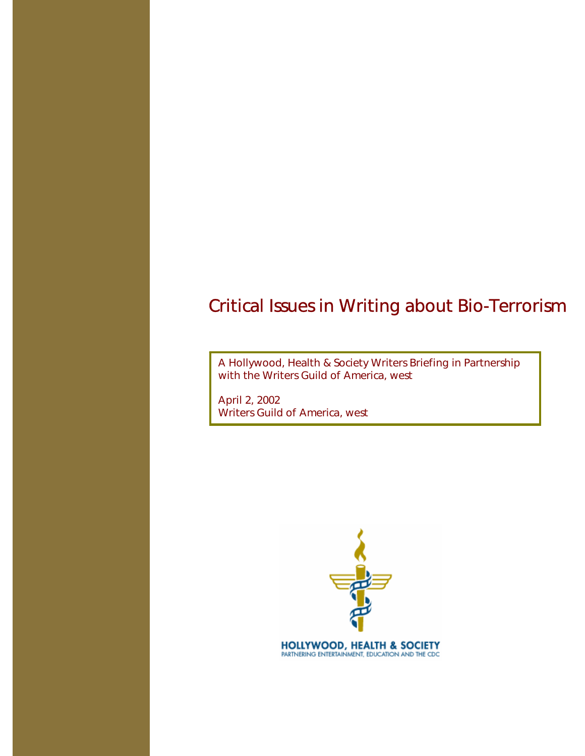# Critical Issues in Writing about Bio-Terrorism

A Hollywood, Health & Society Writers Briefing in Partnership with the Writers Guild of America, west

April 2, 2002
Writers Guild of America, west

HOLLYWOOD, HEALTH & SOCIETY
PARTNERING ENTERTAINMENT, EDUCATION AND THE CDC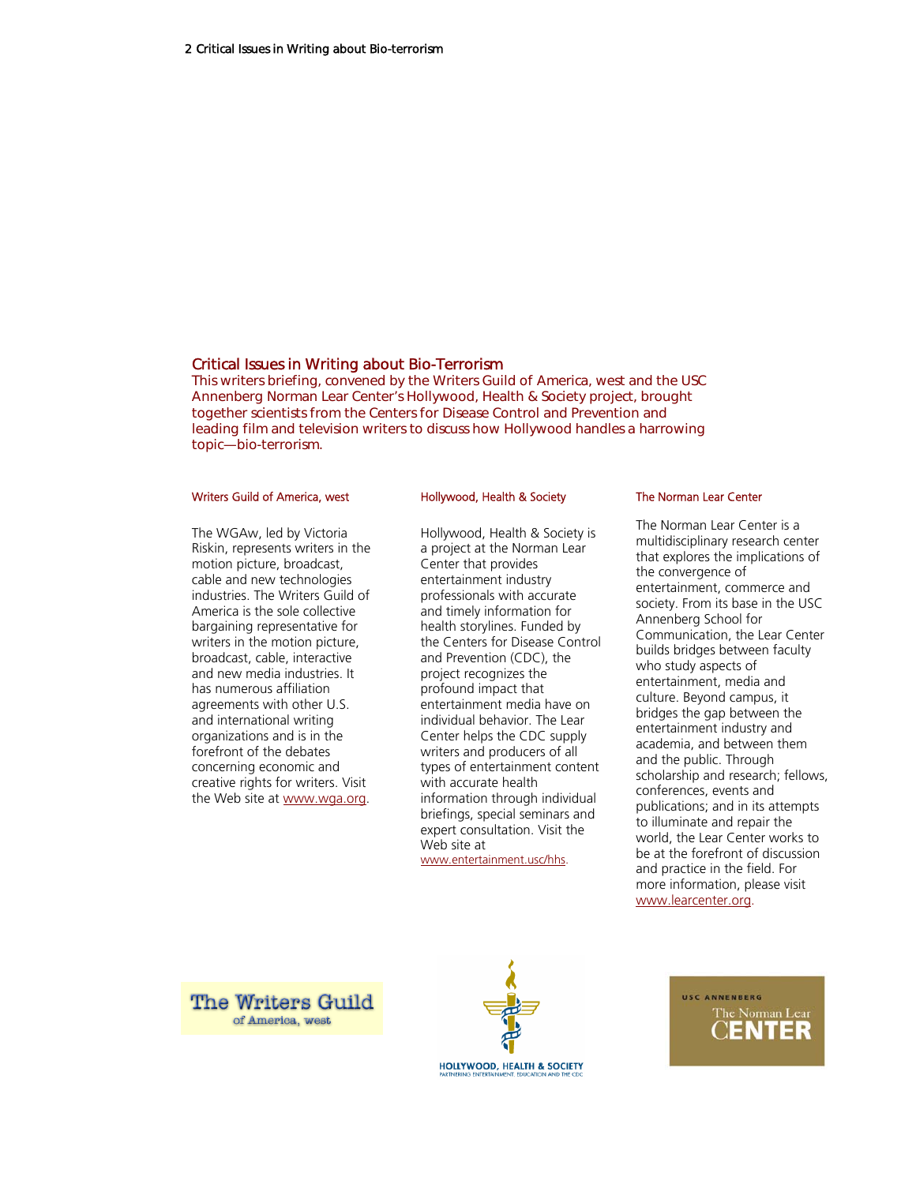## Critical Issues in Writing about Bio-Terrorism

This writers briefing, convened by the Writers Guild of America, west and the USC Annenberg Norman Lear Center's Hollywood, Health & Society project, brought together scientists from the Centers for Disease Control and Prevention and leading film and television writers to discuss how Hollywood handles a harrowing topic—bio-terrorism.

### Writers Guild of America, west

The WGAw, led by Victoria Riskin, represents writers in the motion picture, broadcast, cable and new technologies industries. The Writers Guild of America is the sole collective bargaining representative for writers in the motion picture, broadcast, cable, interactive and new media industries. It has numerous affiliation agreements with other U.S. and international writing organizations and is in the forefront of the debates concerning economic and creative rights for writers. Visit the Web site at www.wga.org.

### Hollywood, Health & Society

Hollywood, Health & Society is a project at the Norman Lear Center that provides entertainment industry professionals with accurate and timely information for health storylines. Funded by the Centers for Disease Control and Prevention (CDC), the project recognizes the profound impact that entertainment media have on individual behavior. The Lear Center helps the CDC supply writers and producers of all types of entertainment content with accurate health information through individual briefings, special seminars and expert consultation. Visit the Web site at www.entertainment.usc/hhs.

### The Norman Lear Center

The Norman Lear Center is a multidisciplinary research center that explores the implications of the convergence of entertainment, commerce and society. From its base in the USC Annenberg School for Communication, the Lear Center builds bridges between faculty who study aspects of entertainment, media and culture. Beyond campus, it bridges the gap between the entertainment industry and academia, and between them and the public. Through scholarship and research; fellows, conferences, events and publications; and in its attempts to illuminate and repair the world, the Lear Center works to be at the forefront of discussion and practice in the field. For more information, please visit www.learcenter.org.

The Writers Guild of America, west

HOLLYWOOD, HEALTH & SOCIETY
PARTNERING ENTERTAINMENT, EDUCATION AND THE CDC

USC ANNENBERG
The Norman Lear
CENTER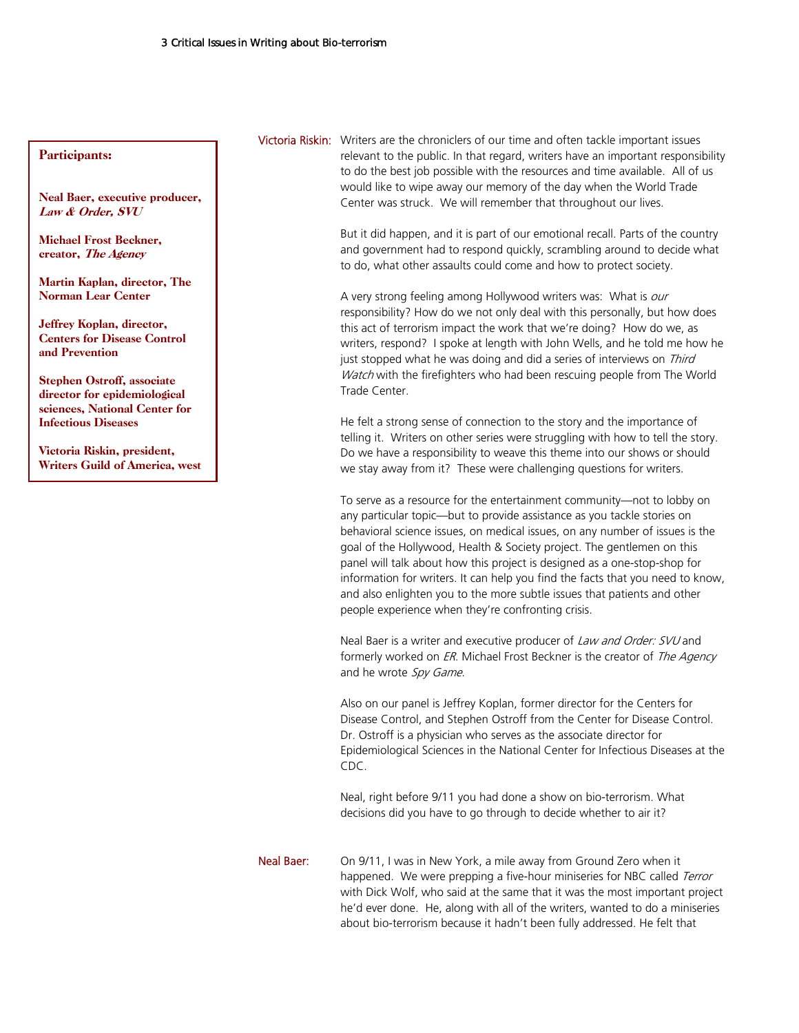**Participants:**

**Neal Baer, executive producer, *Law & Order, SVU***

**Michael Frost Beckner, creator, *The Agency***

**Martin Kaplan, director, The Norman Lear Center**

**Jeffrey Koplan, director, Centers for Disease Control and Prevention**

**Stephen Ostroff, associate director for epidemiological sciences, National Center for Infectious Diseases**

**Victoria Riskin, president, Writers Guild of America, west**

Victoria Riskin: Writers are the chroniclers of our time and often tackle important issues relevant to the public. In that regard, writers have an important responsibility to do the best job possible with the resources and time available. All of us would like to wipe away our memory of the day when the World Trade Center was struck. We will remember that throughout our lives.

But it did happen, and it is part of our emotional recall. Parts of the country and government had to respond quickly, scrambling around to decide what to do, what other assaults could come and how to protect society.

A very strong feeling among Hollywood writers was: What is *our* responsibility? How do we not only deal with this personally, but how does this act of terrorism impact the work that we're doing? How do we, as writers, respond? I spoke at length with John Wells, and he told me how he just stopped what he was doing and did a series of interviews on *Third Watch* with the firefighters who had been rescuing people from The World Trade Center.

He felt a strong sense of connection to the story and the importance of telling it. Writers on other series were struggling with how to tell the story. Do we have a responsibility to weave this theme into our shows or should we stay away from it? These were challenging questions for writers.

To serve as a resource for the entertainment community—not to lobby on any particular topic—but to provide assistance as you tackle stories on behavioral science issues, on medical issues, on any number of issues is the goal of the Hollywood, Health & Society project. The gentlemen on this panel will talk about how this project is designed as a one-stop-shop for information for writers. It can help you find the facts that you need to know, and also enlighten you to the more subtle issues that patients and other people experience when they're confronting crisis.

Neal Baer is a writer and executive producer of *Law and Order: SVU* and formerly worked on *ER*. Michael Frost Beckner is the creator of *The Agency* and he wrote *Spy Game*.

Also on our panel is Jeffrey Koplan, former director for the Centers for Disease Control, and Stephen Ostroff from the Center for Disease Control. Dr. Ostroff is a physician who serves as the associate director for Epidemiological Sciences in the National Center for Infectious Diseases at the CDC.

Neal, right before 9/11 you had done a show on bio-terrorism. What decisions did you have to go through to decide whether to air it?

Neal Baer: On 9/11, I was in New York, a mile away from Ground Zero when it happened. We were prepping a five-hour miniseries for NBC called *Terror* with Dick Wolf, who said at the same that it was the most important project he'd ever done. He, along with all of the writers, wanted to do a miniseries about bio-terrorism because it hadn't been fully addressed. He felt that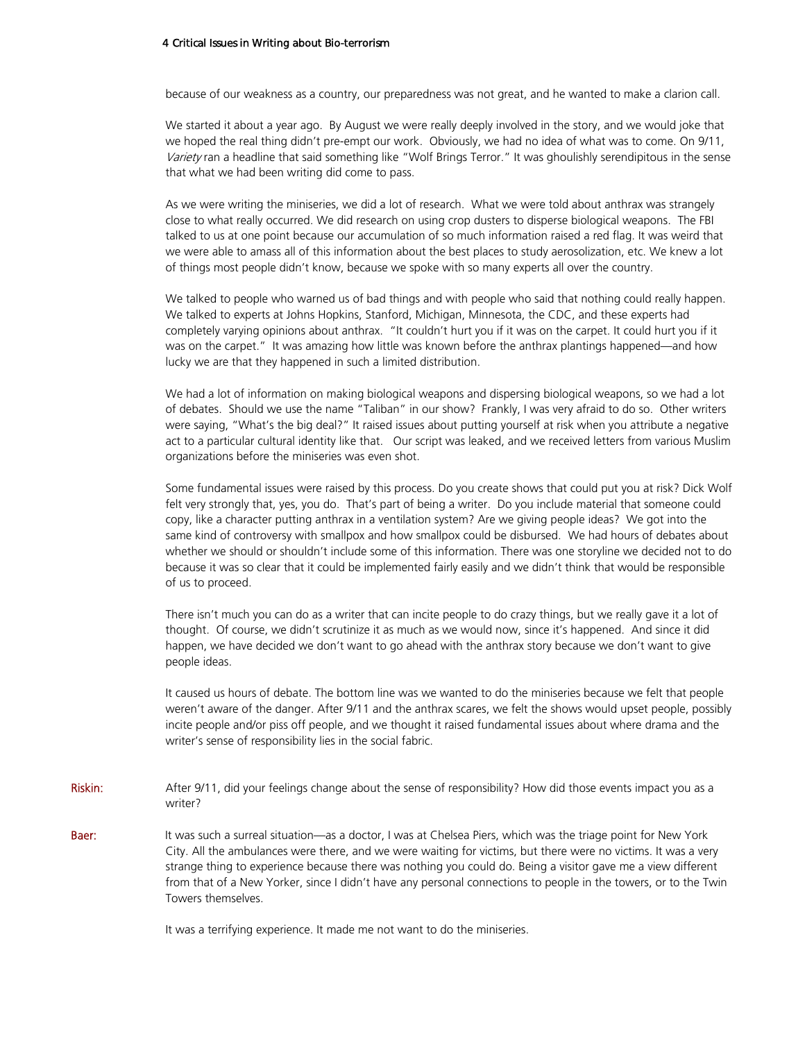because of our weakness as a country, our preparedness was not great, and he wanted to make a clarion call.

We started it about a year ago. By August we were really deeply involved in the story, and we would joke that we hoped the real thing didn't pre-empt our work. Obviously, we had no idea of what was to come. On 9/11, *Variety* ran a headline that said something like "Wolf Brings Terror." It was ghoulishly serendipitous in the sense that what we had been writing did come to pass.

As we were writing the miniseries, we did a lot of research. What we were told about anthrax was strangely close to what really occurred. We did research on using crop dusters to disperse biological weapons. The FBI talked to us at one point because our accumulation of so much information raised a red flag. It was weird that we were able to amass all of this information about the best places to study aerosolization, etc. We knew a lot of things most people didn't know, because we spoke with so many experts all over the country.

We talked to people who warned us of bad things and with people who said that nothing could really happen. We talked to experts at Johns Hopkins, Stanford, Michigan, Minnesota, the CDC, and these experts had completely varying opinions about anthrax. "It couldn't hurt you if it was on the carpet. It could hurt you if it was on the carpet." It was amazing how little was known before the anthrax plantings happened—and how lucky we are that they happened in such a limited distribution.

We had a lot of information on making biological weapons and dispersing biological weapons, so we had a lot of debates. Should we use the name "Taliban" in our show? Frankly, I was very afraid to do so. Other writers were saying, "What's the big deal?" It raised issues about putting yourself at risk when you attribute a negative act to a particular cultural identity like that. Our script was leaked, and we received letters from various Muslim organizations before the miniseries was even shot.

Some fundamental issues were raised by this process. Do you create shows that could put you at risk? Dick Wolf felt very strongly that, yes, you do. That's part of being a writer. Do you include material that someone could copy, like a character putting anthrax in a ventilation system? Are we giving people ideas? We got into the same kind of controversy with smallpox and how smallpox could be disbursed. We had hours of debates about whether we should or shouldn't include some of this information. There was one storyline we decided not to do because it was so clear that it could be implemented fairly easily and we didn't think that would be responsible of us to proceed.

There isn't much you can do as a writer that can incite people to do crazy things, but we really gave it a lot of thought. Of course, we didn't scrutinize it as much as we would now, since it's happened. And since it did happen, we have decided we don't want to go ahead with the anthrax story because we don't want to give people ideas.

It caused us hours of debate. The bottom line was we wanted to do the miniseries because we felt that people weren't aware of the danger. After 9/11 and the anthrax scares, we felt the shows would upset people, possibly incite people and/or piss off people, and we thought it raised fundamental issues about where drama and the writer's sense of responsibility lies in the social fabric.

**Riskin:** After 9/11, did your feelings change about the sense of responsibility? How did those events impact you as a writer?

**Baer:** It was such a surreal situation—as a doctor, I was at Chelsea Piers, which was the triage point for New York City. All the ambulances were there, and we were waiting for victims, but there were no victims. It was a very strange thing to experience because there was nothing you could do. Being a visitor gave me a view different from that of a New Yorker, since I didn't have any personal connections to people in the towers, or to the Twin Towers themselves.

It was a terrifying experience. It made me not want to do the miniseries.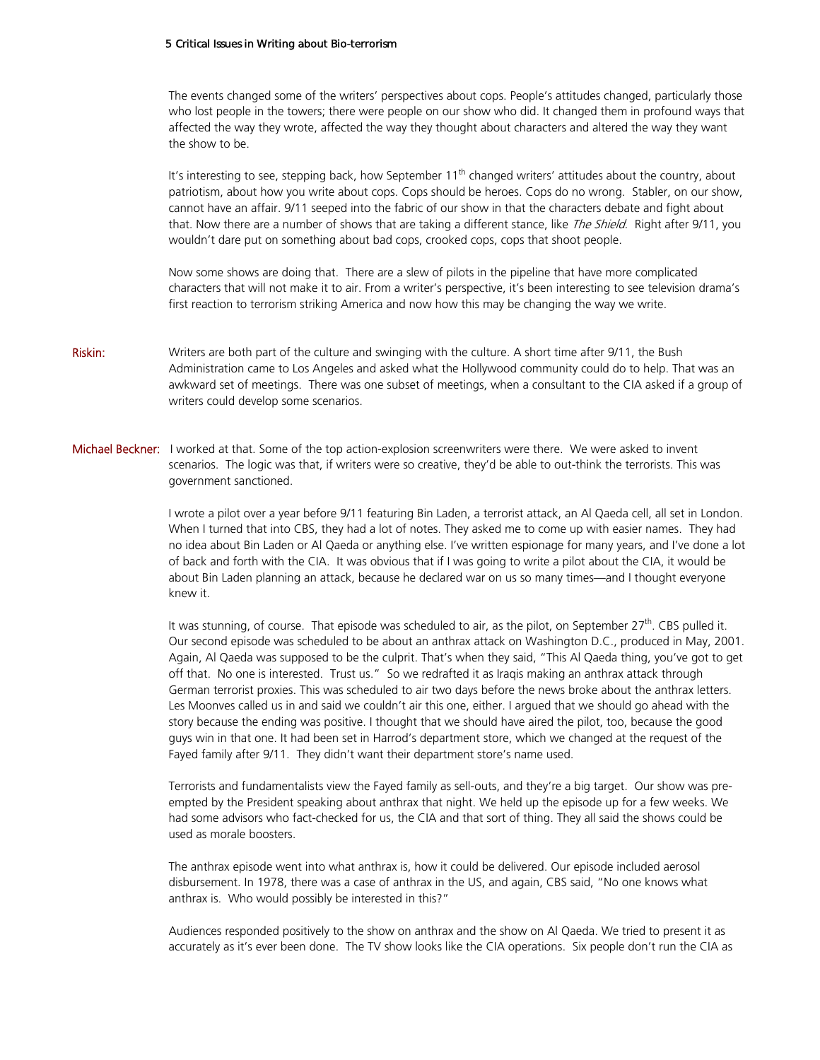The events changed some of the writers' perspectives about cops. People's attitudes changed, particularly those who lost people in the towers; there were people on our show who did. It changed them in profound ways that affected the way they wrote, affected the way they thought about characters and altered the way they want the show to be.

It's interesting to see, stepping back, how September 11th changed writers' attitudes about the country, about patriotism, about how you write about cops. Cops should be heroes. Cops do no wrong. Stabler, on our show, cannot have an affair. 9/11 seeped into the fabric of our show in that the characters debate and fight about that. Now there are a number of shows that are taking a different stance, like *The Shield*. Right after 9/11, you wouldn't dare put on something about bad cops, crooked cops, cops that shoot people.

Now some shows are doing that. There are a slew of pilots in the pipeline that have more complicated characters that will not make it to air. From a writer's perspective, it's been interesting to see television drama's first reaction to terrorism striking America and now how this may be changing the way we write.

**Riskin:** Writers are both part of the culture and swinging with the culture. A short time after 9/11, the Bush Administration came to Los Angeles and asked what the Hollywood community could do to help. That was an awkward set of meetings. There was one subset of meetings, when a consultant to the CIA asked if a group of writers could develop some scenarios.

**Michael Beckner:** I worked at that. Some of the top action-explosion screenwriters were there. We were asked to invent scenarios. The logic was that, if writers were so creative, they'd be able to out-think the terrorists. This was government sanctioned.

I wrote a pilot over a year before 9/11 featuring Bin Laden, a terrorist attack, an Al Qaeda cell, all set in London. When I turned that into CBS, they had a lot of notes. They asked me to come up with easier names. They had no idea about Bin Laden or Al Qaeda or anything else. I've written espionage for many years, and I've done a lot of back and forth with the CIA. It was obvious that if I was going to write a pilot about the CIA, it would be about Bin Laden planning an attack, because he declared war on us so many times—and I thought everyone knew it.

It was stunning, of course. That episode was scheduled to air, as the pilot, on September 27th. CBS pulled it. Our second episode was scheduled to be about an anthrax attack on Washington D.C., produced in May, 2001. Again, Al Qaeda was supposed to be the culprit. That's when they said, "This Al Qaeda thing, you've got to get off that. No one is interested. Trust us." So we redrafted it as Iraqis making an anthrax attack through German terrorist proxies. This was scheduled to air two days before the news broke about the anthrax letters. Les Moonves called us in and said we couldn't air this one, either. I argued that we should go ahead with the story because the ending was positive. I thought that we should have aired the pilot, too, because the good guys win in that one. It had been set in Harrod's department store, which we changed at the request of the Fayed family after 9/11. They didn't want their department store's name used.

Terrorists and fundamentalists view the Fayed family as sell-outs, and they're a big target. Our show was pre-empted by the President speaking about anthrax that night. We held up the episode up for a few weeks. We had some advisors who fact-checked for us, the CIA and that sort of thing. They all said the shows could be used as morale boosters.

The anthrax episode went into what anthrax is, how it could be delivered. Our episode included aerosol disbursement. In 1978, there was a case of anthrax in the US, and again, CBS said, "No one knows what anthrax is. Who would possibly be interested in this?"

Audiences responded positively to the show on anthrax and the show on Al Qaeda. We tried to present it as accurately as it's ever been done. The TV show looks like the CIA operations. Six people don't run the CIA as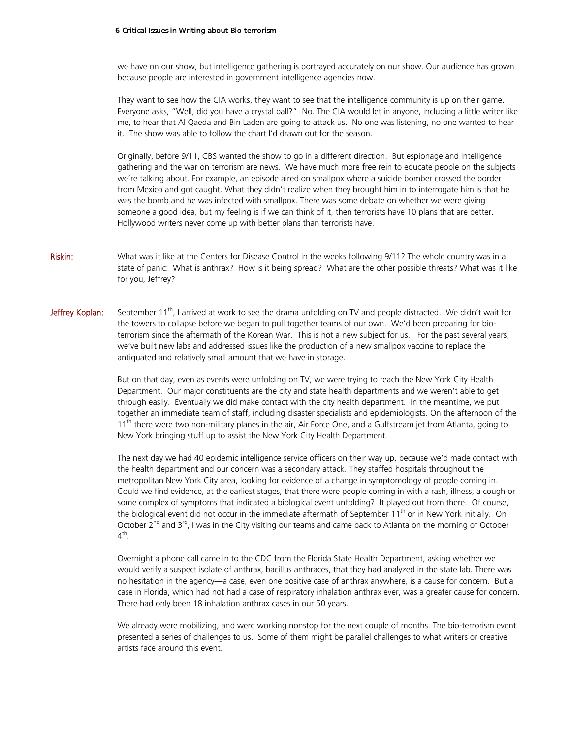we have on our show, but intelligence gathering is portrayed accurately on our show. Our audience has grown because people are interested in government intelligence agencies now.

They want to see how the CIA works, they want to see that the intelligence community is up on their game. Everyone asks, "Well, did you have a crystal ball?" No. The CIA would let in anyone, including a little writer like me, to hear that Al Qaeda and Bin Laden are going to attack us. No one was listening, no one wanted to hear it. The show was able to follow the chart I'd drawn out for the season.

Originally, before 9/11, CBS wanted the show to go in a different direction. But espionage and intelligence gathering and the war on terrorism are news. We have much more free rein to educate people on the subjects we're talking about. For example, an episode aired on smallpox where a suicide bomber crossed the border from Mexico and got caught. What they didn't realize when they brought him in to interrogate him is that he was the bomb and he was infected with smallpox. There was some debate on whether we were giving someone a good idea, but my feeling is if we can think of it, then terrorists have 10 plans that are better. Hollywood writers never come up with better plans than terrorists have.

**Riskin:** What was it like at the Centers for Disease Control in the weeks following 9/11? The whole country was in a state of panic: What is anthrax? How is it being spread? What are the other possible threats? What was it like for you, Jeffrey?

**Jeffrey Koplan:** September 11th, I arrived at work to see the drama unfolding on TV and people distracted. We didn't wait for the towers to collapse before we began to pull together teams of our own. We'd been preparing for bio-terrorism since the aftermath of the Korean War. This is not a new subject for us. For the past several years, we've built new labs and addressed issues like the production of a new smallpox vaccine to replace the antiquated and relatively small amount that we have in storage.

But on that day, even as events were unfolding on TV, we were trying to reach the New York City Health Department. Our major constituents are the city and state health departments and we weren't able to get through easily. Eventually we did make contact with the city health department. In the meantime, we put together an immediate team of staff, including disaster specialists and epidemiologists. On the afternoon of the 11th there were two non-military planes in the air, Air Force One, and a Gulfstream jet from Atlanta, going to New York bringing stuff up to assist the New York City Health Department.

The next day we had 40 epidemic intelligence service officers on their way up, because we'd made contact with the health department and our concern was a secondary attack. They staffed hospitals throughout the metropolitan New York City area, looking for evidence of a change in symptomology of people coming in. Could we find evidence, at the earliest stages, that there were people coming in with a rash, illness, a cough or some complex of symptoms that indicated a biological event unfolding? It played out from there. Of course, the biological event did not occur in the immediate aftermath of September 11th or in New York initially. On October 2nd and 3rd, I was in the City visiting our teams and came back to Atlanta on the morning of October 4th.

Overnight a phone call came in to the CDC from the Florida State Health Department, asking whether we would verify a suspect isolate of anthrax, bacillus anthraces, that they had analyzed in the state lab. There was no hesitation in the agency—a case, even one positive case of anthrax anywhere, is a cause for concern. But a case in Florida, which had not had a case of respiratory inhalation anthrax ever, was a greater cause for concern. There had only been 18 inhalation anthrax cases in our 50 years.

We already were mobilizing, and were working nonstop for the next couple of months. The bio-terrorism event presented a series of challenges to us. Some of them might be parallel challenges to what writers or creative artists face around this event.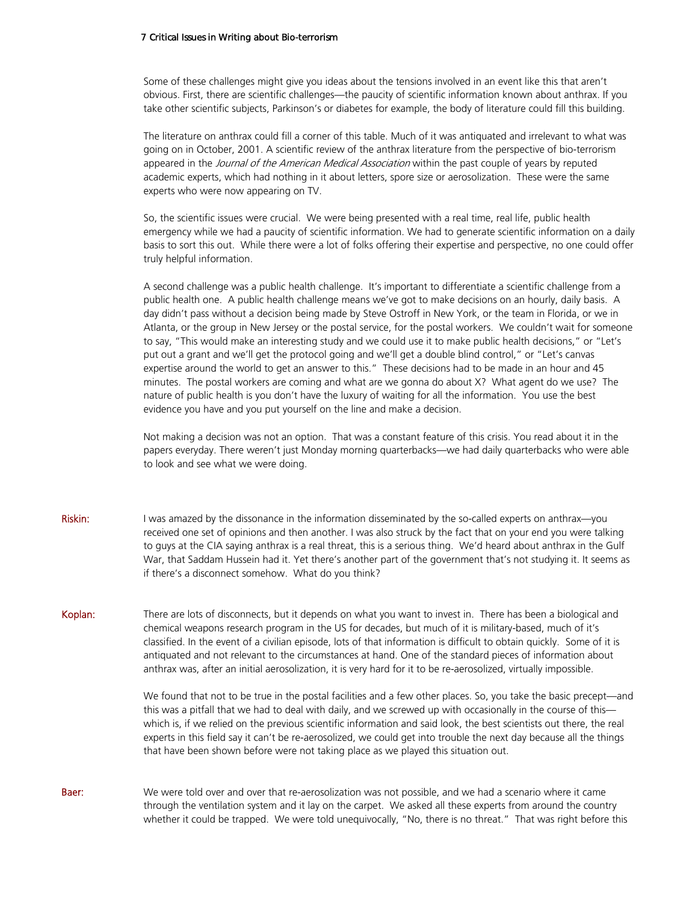Some of these challenges might give you ideas about the tensions involved in an event like this that aren't obvious. First, there are scientific challenges—the paucity of scientific information known about anthrax. If you take other scientific subjects, Parkinson's or diabetes for example, the body of literature could fill this building.

The literature on anthrax could fill a corner of this table. Much of it was antiquated and irrelevant to what was going on in October, 2001. A scientific review of the anthrax literature from the perspective of bio-terrorism appeared in the *Journal of the American Medical Association* within the past couple of years by reputed academic experts, which had nothing in it about letters, spore size or aerosolization. These were the same experts who were now appearing on TV.

So, the scientific issues were crucial. We were being presented with a real time, real life, public health emergency while we had a paucity of scientific information. We had to generate scientific information on a daily basis to sort this out. While there were a lot of folks offering their expertise and perspective, no one could offer truly helpful information.

A second challenge was a public health challenge. It's important to differentiate a scientific challenge from a public health one. A public health challenge means we've got to make decisions on an hourly, daily basis. A day didn't pass without a decision being made by Steve Ostroff in New York, or the team in Florida, or we in Atlanta, or the group in New Jersey or the postal service, for the postal workers. We couldn't wait for someone to say, "This would make an interesting study and we could use it to make public health decisions," or "Let's put out a grant and we'll get the protocol going and we'll get a double blind control," or "Let's canvas expertise around the world to get an answer to this." These decisions had to be made in an hour and 45 minutes. The postal workers are coming and what are we gonna do about X? What agent do we use? The nature of public health is you don't have the luxury of waiting for all the information. You use the best evidence you have and you put yourself on the line and make a decision.

Not making a decision was not an option. That was a constant feature of this crisis. You read about it in the papers everyday. There weren't just Monday morning quarterbacks—we had daily quarterbacks who were able to look and see what we were doing.

**Riskin:** I was amazed by the dissonance in the information disseminated by the so-called experts on anthrax—you received one set of opinions and then another. I was also struck by the fact that on your end you were talking to guys at the CIA saying anthrax is a real threat, this is a serious thing. We'd heard about anthrax in the Gulf War, that Saddam Hussein had it. Yet there's another part of the government that's not studying it. It seems as if there's a disconnect somehow. What do you think?

**Koplan:** There are lots of disconnects, but it depends on what you want to invest in. There has been a biological and chemical weapons research program in the US for decades, but much of it is military-based, much of it's classified. In the event of a civilian episode, lots of that information is difficult to obtain quickly. Some of it is antiquated and not relevant to the circumstances at hand. One of the standard pieces of information about anthrax was, after an initial aerosolization, it is very hard for it to be re-aerosolized, virtually impossible.

We found that not to be true in the postal facilities and a few other places. So, you take the basic precept—and this was a pitfall that we had to deal with daily, and we screwed up with occasionally in the course of this—which is, if we relied on the previous scientific information and said look, the best scientists out there, the real experts in this field say it can't be re-aerosolized, we could get into trouble the next day because all the things that have been shown before were not taking place as we played this situation out.

**Baer:** We were told over and over that re-aerosolization was not possible, and we had a scenario where it came through the ventilation system and it lay on the carpet. We asked all these experts from around the country whether it could be trapped. We were told unequivocally, "No, there is no threat." That was right before this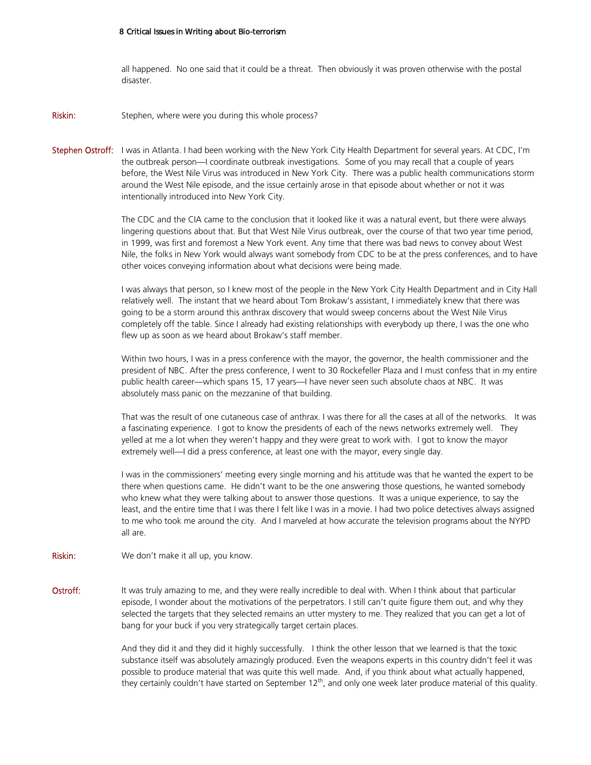all happened. No one said that it could be a threat. Then obviously it was proven otherwise with the postal disaster.

**Riskin:** Stephen, where were you during this whole process?

**Stephen Ostroff:** I was in Atlanta. I had been working with the New York City Health Department for several years. At CDC, I'm the outbreak person—I coordinate outbreak investigations. Some of you may recall that a couple of years before, the West Nile Virus was introduced in New York City. There was a public health communications storm around the West Nile episode, and the issue certainly arose in that episode about whether or not it was intentionally introduced into New York City.

The CDC and the CIA came to the conclusion that it looked like it was a natural event, but there were always lingering questions about that. But that West Nile Virus outbreak, over the course of that two year time period, in 1999, was first and foremost a New York event. Any time that there was bad news to convey about West Nile, the folks in New York would always want somebody from CDC to be at the press conferences, and to have other voices conveying information about what decisions were being made.

I was always that person, so I knew most of the people in the New York City Health Department and in City Hall relatively well. The instant that we heard about Tom Brokaw's assistant, I immediately knew that there was going to be a storm around this anthrax discovery that would sweep concerns about the West Nile Virus completely off the table. Since I already had existing relationships with everybody up there, I was the one who flew up as soon as we heard about Brokaw's staff member.

Within two hours, I was in a press conference with the mayor, the governor, the health commissioner and the president of NBC. After the press conference, I went to 30 Rockefeller Plaza and I must confess that in my entire public health career—which spans 15, 17 years—I have never seen such absolute chaos at NBC. It was absolutely mass panic on the mezzanine of that building.

That was the result of one cutaneous case of anthrax. I was there for all the cases at all of the networks. It was a fascinating experience. I got to know the presidents of each of the news networks extremely well. They yelled at me a lot when they weren't happy and they were great to work with. I got to know the mayor extremely well—I did a press conference, at least one with the mayor, every single day.

I was in the commissioners' meeting every single morning and his attitude was that he wanted the expert to be there when questions came. He didn't want to be the one answering those questions, he wanted somebody who knew what they were talking about to answer those questions. It was a unique experience, to say the least, and the entire time that I was there I felt like I was in a movie. I had two police detectives always assigned to me who took me around the city. And I marveled at how accurate the television programs about the NYPD all are.

**Riskin:** We don't make it all up, you know.

**Ostroff:** It was truly amazing to me, and they were really incredible to deal with. When I think about that particular episode, I wonder about the motivations of the perpetrators. I still can't quite figure them out, and why they selected the targets that they selected remains an utter mystery to me. They realized that you can get a lot of bang for your buck if you very strategically target certain places.

And they did it and they did it highly successfully. I think the other lesson that we learned is that the toxic substance itself was absolutely amazingly produced. Even the weapons experts in this country didn't feel it was possible to produce material that was quite this well made. And, if you think about what actually happened, they certainly couldn't have started on September 12th, and only one week later produce material of this quality.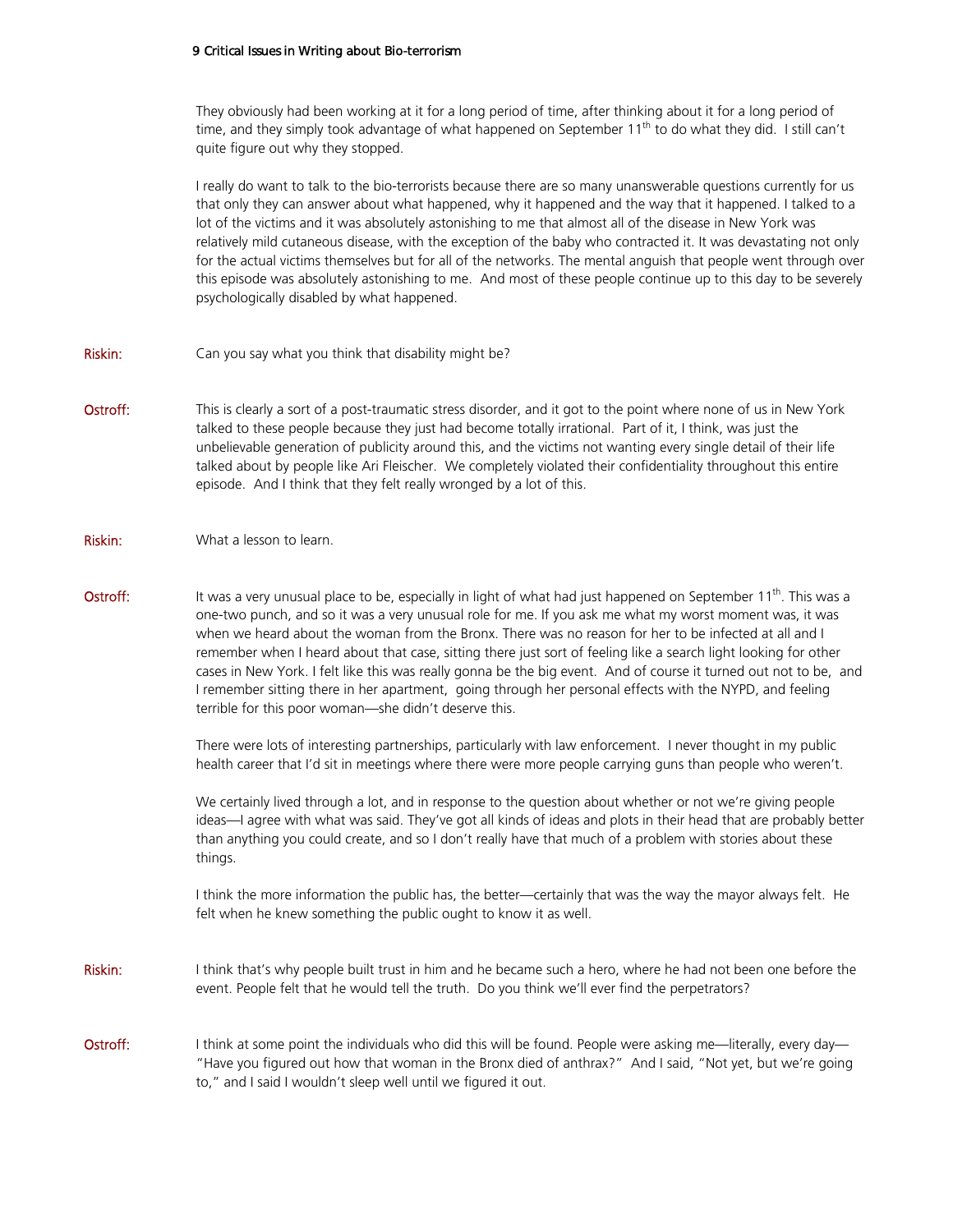They obviously had been working at it for a long period of time, after thinking about it for a long period of time, and they simply took advantage of what happened on September 11th to do what they did. I still can't quite figure out why they stopped.

I really do want to talk to the bio-terrorists because there are so many unanswerable questions currently for us that only they can answer about what happened, why it happened and the way that it happened. I talked to a lot of the victims and it was absolutely astonishing to me that almost all of the disease in New York was relatively mild cutaneous disease, with the exception of the baby who contracted it. It was devastating not only for the actual victims themselves but for all of the networks. The mental anguish that people went through over this episode was absolutely astonishing to me. And most of these people continue up to this day to be severely psychologically disabled by what happened.

**Riskin:** Can you say what you think that disability might be?

**Ostroff:** This is clearly a sort of a post-traumatic stress disorder, and it got to the point where none of us in New York talked to these people because they just had become totally irrational. Part of it, I think, was just the unbelievable generation of publicity around this, and the victims not wanting every single detail of their life talked about by people like Ari Fleischer. We completely violated their confidentiality throughout this entire episode. And I think that they felt really wronged by a lot of this.

**Riskin:** What a lesson to learn.

**Ostroff:** It was a very unusual place to be, especially in light of what had just happened on September 11th. This was a one-two punch, and so it was a very unusual role for me. If you ask me what my worst moment was, it was when we heard about the woman from the Bronx. There was no reason for her to be infected at all and I remember when I heard about that case, sitting there just sort of feeling like a search light looking for other cases in New York. I felt like this was really gonna be the big event. And of course it turned out not to be, and I remember sitting there in her apartment, going through her personal effects with the NYPD, and feeling terrible for this poor woman—she didn't deserve this.

There were lots of interesting partnerships, particularly with law enforcement. I never thought in my public health career that I'd sit in meetings where there were more people carrying guns than people who weren't.

We certainly lived through a lot, and in response to the question about whether or not we're giving people ideas—I agree with what was said. They've got all kinds of ideas and plots in their head that are probably better than anything you could create, and so I don't really have that much of a problem with stories about these things.

I think the more information the public has, the better—certainly that was the way the mayor always felt. He felt when he knew something the public ought to know it as well.

**Riskin:** I think that's why people built trust in him and he became such a hero, where he had not been one before the event. People felt that he would tell the truth. Do you think we'll ever find the perpetrators?

**Ostroff:** I think at some point the individuals who did this will be found. People were asking me—literally, every day—"Have you figured out how that woman in the Bronx died of anthrax?" And I said, "Not yet, but we're going to," and I said I wouldn't sleep well until we figured it out.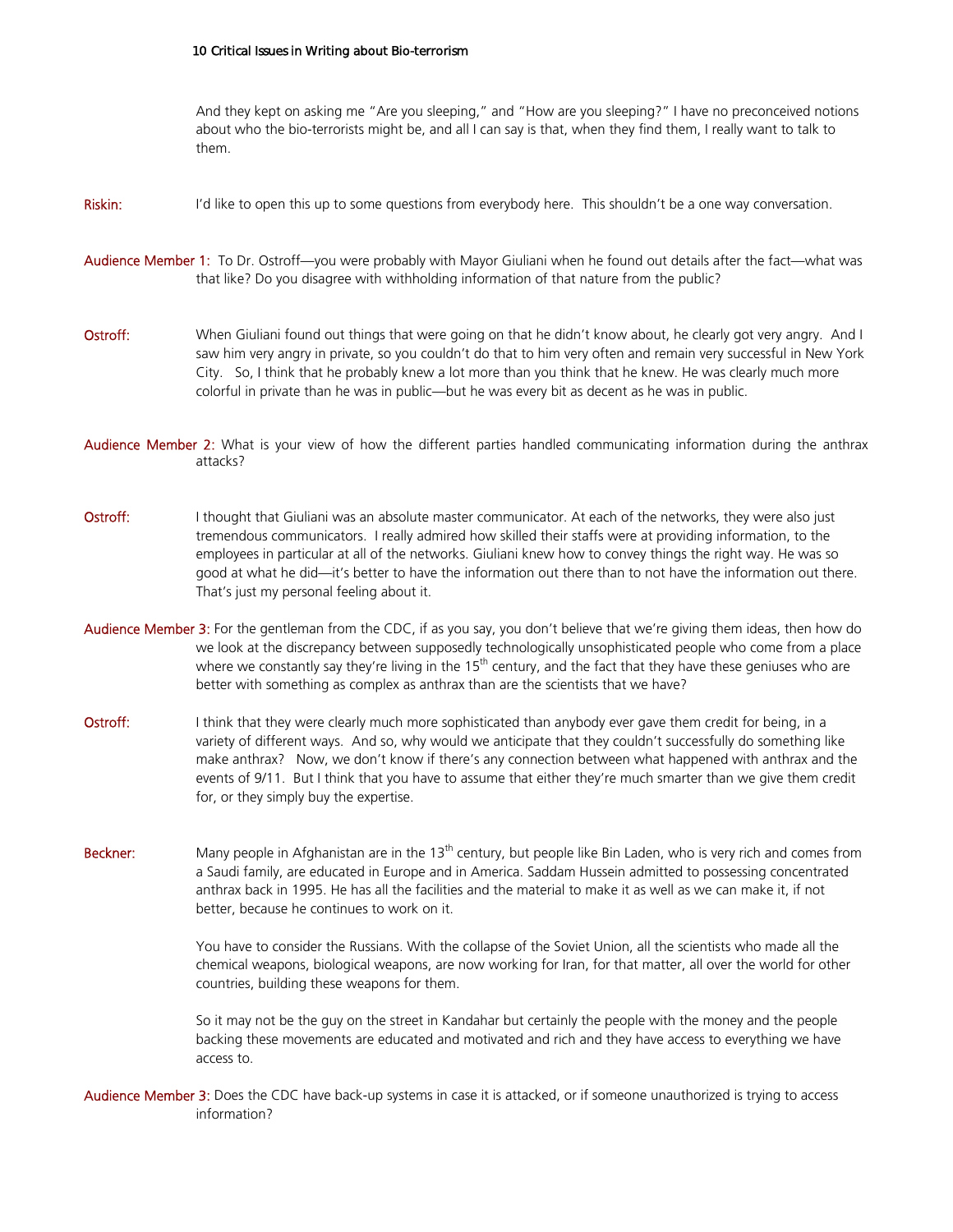And they kept on asking me "Are you sleeping," and "How are you sleeping?" I have no preconceived notions about who the bio-terrorists might be, and all I can say is that, when they find them, I really want to talk to them.

**Riskin:** I'd like to open this up to some questions from everybody here. This shouldn't be a one way conversation.

**Audience Member 1:** To Dr. Ostroff—you were probably with Mayor Giuliani when he found out details after the fact—what was that like? Do you disagree with withholding information of that nature from the public?

**Ostroff:** When Giuliani found out things that were going on that he didn't know about, he clearly got very angry. And I saw him very angry in private, so you couldn't do that to him very often and remain very successful in New York City. So, I think that he probably knew a lot more than you think that he knew. He was clearly much more colorful in private than he was in public—but he was every bit as decent as he was in public.

**Audience Member 2:** What is your view of how the different parties handled communicating information during the anthrax attacks?

**Ostroff:** I thought that Giuliani was an absolute master communicator. At each of the networks, they were also just tremendous communicators. I really admired how skilled their staffs were at providing information, to the employees in particular at all of the networks. Giuliani knew how to convey things the right way. He was so good at what he did—it's better to have the information out there than to not have the information out there. That's just my personal feeling about it.

**Audience Member 3:** For the gentleman from the CDC, if as you say, you don't believe that we're giving them ideas, then how do we look at the discrepancy between supposedly technologically unsophisticated people who come from a place where we constantly say they're living in the 15th century, and the fact that they have these geniuses who are better with something as complex as anthrax than are the scientists that we have?

**Ostroff:** I think that they were clearly much more sophisticated than anybody ever gave them credit for being, in a variety of different ways. And so, why would we anticipate that they couldn't successfully do something like make anthrax? Now, we don't know if there's any connection between what happened with anthrax and the events of 9/11. But I think that you have to assume that either they're much smarter than we give them credit for, or they simply buy the expertise.

**Beckner:** Many people in Afghanistan are in the 13th century, but people like Bin Laden, who is very rich and comes from a Saudi family, are educated in Europe and in America. Saddam Hussein admitted to possessing concentrated anthrax back in 1995. He has all the facilities and the material to make it as well as we can make it, if not better, because he continues to work on it.

You have to consider the Russians. With the collapse of the Soviet Union, all the scientists who made all the chemical weapons, biological weapons, are now working for Iran, for that matter, all over the world for other countries, building these weapons for them.

So it may not be the guy on the street in Kandahar but certainly the people with the money and the people backing these movements are educated and motivated and rich and they have access to everything we have access to.

**Audience Member 3:** Does the CDC have back-up systems in case it is attacked, or if someone unauthorized is trying to access information?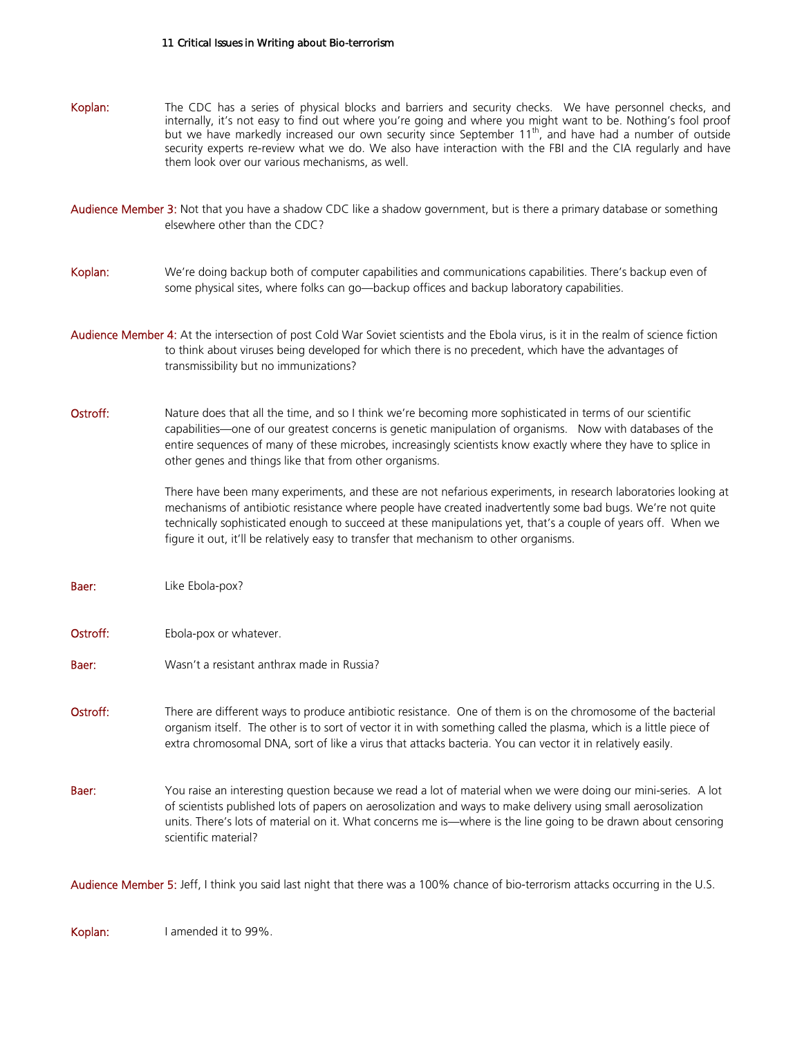**Koplan:** The CDC has a series of physical blocks and barriers and security checks. We have personnel checks, and internally, it's not easy to find out where you're going and where you might want to be. Nothing's fool proof but we have markedly increased our own security since September 11th, and have had a number of outside security experts re-review what we do. We also have interaction with the FBI and the CIA regularly and have them look over our various mechanisms, as well.

**Audience Member 3:** Not that you have a shadow CDC like a shadow government, but is there a primary database or something elsewhere other than the CDC?

**Koplan:** We're doing backup both of computer capabilities and communications capabilities. There's backup even of some physical sites, where folks can go—backup offices and backup laboratory capabilities.

**Audience Member 4:** At the intersection of post Cold War Soviet scientists and the Ebola virus, is it in the realm of science fiction to think about viruses being developed for which there is no precedent, which have the advantages of transmissibility but no immunizations?

**Ostroff:** Nature does that all the time, and so I think we're becoming more sophisticated in terms of our scientific capabilities—one of our greatest concerns is genetic manipulation of organisms. Now with databases of the entire sequences of many of these microbes, increasingly scientists know exactly where they have to splice in other genes and things like that from other organisms.

There have been many experiments, and these are not nefarious experiments, in research laboratories looking at mechanisms of antibiotic resistance where people have created inadvertently some bad bugs. We're not quite technically sophisticated enough to succeed at these manipulations yet, that's a couple of years off. When we figure it out, it'll be relatively easy to transfer that mechanism to other organisms.

**Baer:** Like Ebola-pox?

**Ostroff:** Ebola-pox or whatever.

**Baer:** Wasn't a resistant anthrax made in Russia?

**Ostroff:** There are different ways to produce antibiotic resistance. One of them is on the chromosome of the bacterial organism itself. The other is to sort of vector it in with something called the plasma, which is a little piece of extra chromosomal DNA, sort of like a virus that attacks bacteria. You can vector it in relatively easily.

**Baer:** You raise an interesting question because we read a lot of material when we were doing our mini-series. A lot of scientists published lots of papers on aerosolization and ways to make delivery using small aerosolization units. There's lots of material on it. What concerns me is—where is the line going to be drawn about censoring scientific material?

**Audience Member 5:** Jeff, I think you said last night that there was a 100% chance of bio-terrorism attacks occurring in the U.S.

**Koplan:** I amended it to 99%.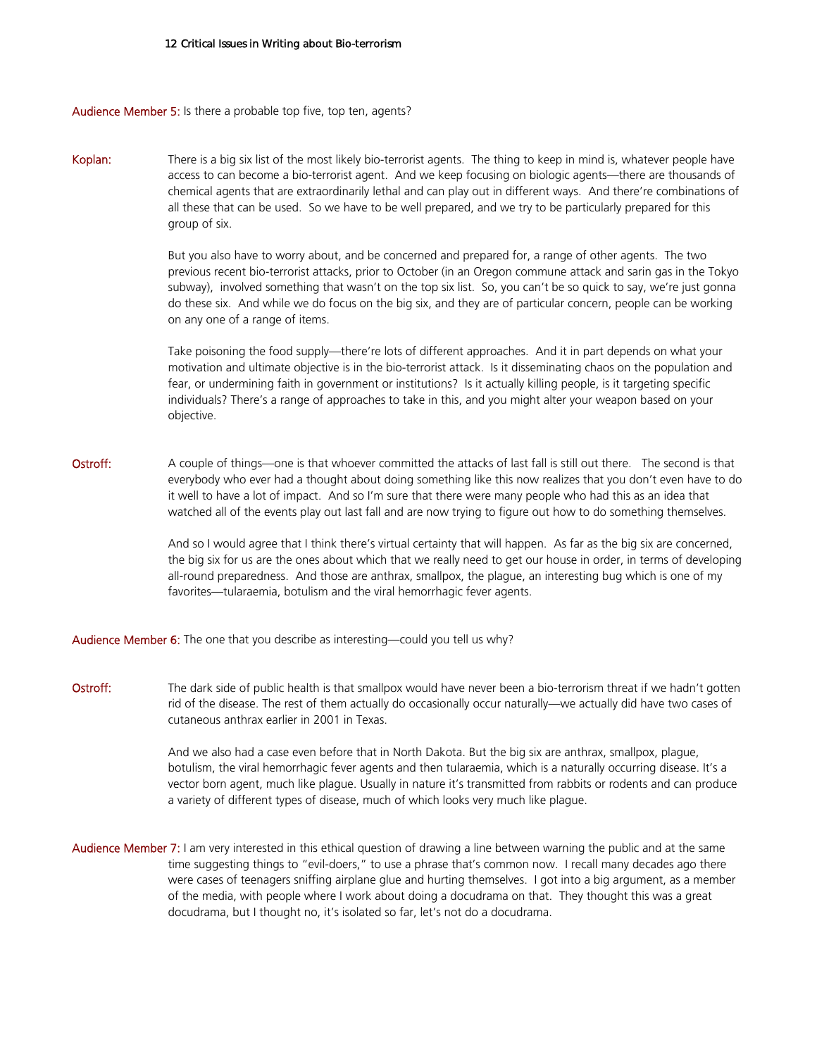**Audience Member 5:** Is there a probable top five, top ten, agents?

**Koplan:** There is a big six list of the most likely bio-terrorist agents. The thing to keep in mind is, whatever people have access to can become a bio-terrorist agent. And we keep focusing on biologic agents—there are thousands of chemical agents that are extraordinarily lethal and can play out in different ways. And there're combinations of all these that can be used. So we have to be well prepared, and we try to be particularly prepared for this group of six.

But you also have to worry about, and be concerned and prepared for, a range of other agents. The two previous recent bio-terrorist attacks, prior to October (in an Oregon commune attack and sarin gas in the Tokyo subway), involved something that wasn't on the top six list. So, you can't be so quick to say, we're just gonna do these six. And while we do focus on the big six, and they are of particular concern, people can be working on any one of a range of items.

Take poisoning the food supply—there're lots of different approaches. And it in part depends on what your motivation and ultimate objective is in the bio-terrorist attack. Is it disseminating chaos on the population and fear, or undermining faith in government or institutions? Is it actually killing people, is it targeting specific individuals? There's a range of approaches to take in this, and you might alter your weapon based on your objective.

**Ostroff:** A couple of things—one is that whoever committed the attacks of last fall is still out there. The second is that everybody who ever had a thought about doing something like this now realizes that you don't even have to do it well to have a lot of impact. And so I'm sure that there were many people who had this as an idea that watched all of the events play out last fall and are now trying to figure out how to do something themselves.

And so I would agree that I think there's virtual certainty that will happen. As far as the big six are concerned, the big six for us are the ones about which that we really need to get our house in order, in terms of developing all-round preparedness. And those are anthrax, smallpox, the plague, an interesting bug which is one of my favorites—tularaemia, botulism and the viral hemorrhagic fever agents.

**Audience Member 6:** The one that you describe as interesting—could you tell us why?

**Ostroff:** The dark side of public health is that smallpox would have never been a bio-terrorism threat if we hadn't gotten rid of the disease. The rest of them actually do occasionally occur naturally—we actually did have two cases of cutaneous anthrax earlier in 2001 in Texas.

And we also had a case even before that in North Dakota. But the big six are anthrax, smallpox, plague, botulism, the viral hemorrhagic fever agents and then tularaemia, which is a naturally occurring disease. It's a vector born agent, much like plague. Usually in nature it's transmitted from rabbits or rodents and can produce a variety of different types of disease, much of which looks very much like plague.

**Audience Member 7:** I am very interested in this ethical question of drawing a line between warning the public and at the same time suggesting things to "evil-doers," to use a phrase that's common now. I recall many decades ago there were cases of teenagers sniffing airplane glue and hurting themselves. I got into a big argument, as a member of the media, with people where I work about doing a docudrama on that. They thought this was a great docudrama, but I thought no, it's isolated so far, let's not do a docudrama.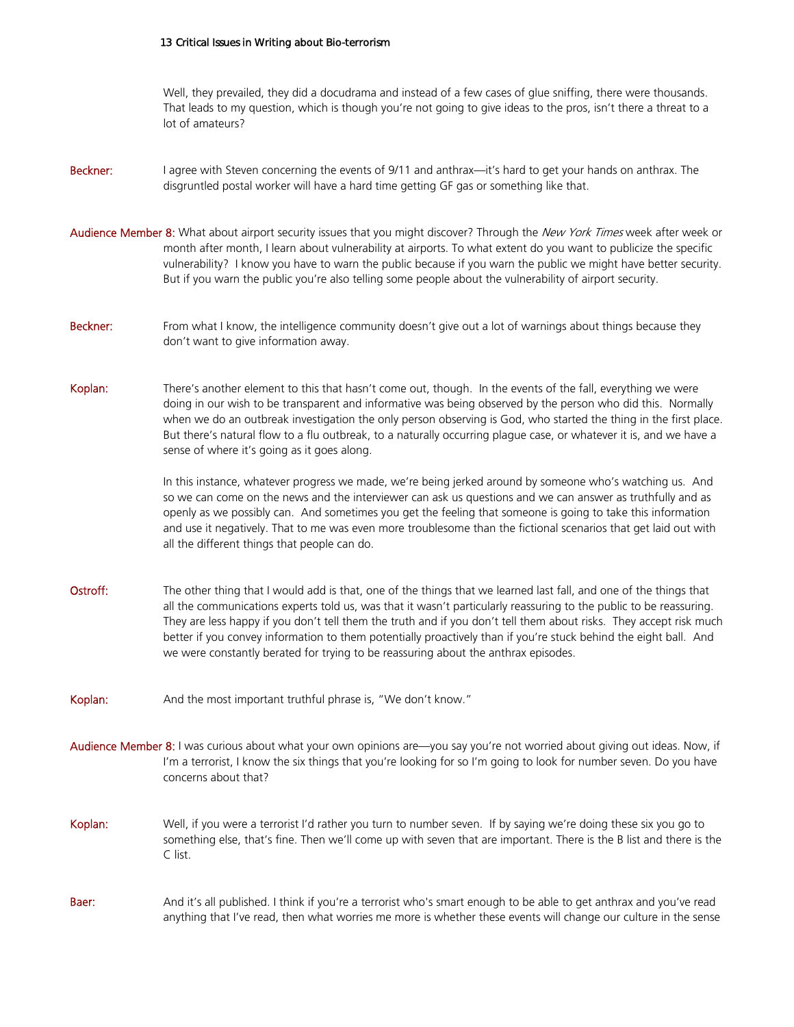Well, they prevailed, they did a docudrama and instead of a few cases of glue sniffing, there were thousands. That leads to my question, which is though you're not going to give ideas to the pros, isn't there a threat to a lot of amateurs?

**Beckner:** I agree with Steven concerning the events of 9/11 and anthrax—it's hard to get your hands on anthrax. The disgruntled postal worker will have a hard time getting GF gas or something like that.

**Audience Member 8:** What about airport security issues that you might discover? Through the *New York Times* week after week or month after month, I learn about vulnerability at airports. To what extent do you want to publicize the specific vulnerability? I know you have to warn the public because if you warn the public we might have better security. But if you warn the public you're also telling some people about the vulnerability of airport security.

**Beckner:** From what I know, the intelligence community doesn't give out a lot of warnings about things because they don't want to give information away.

**Koplan:** There's another element to this that hasn't come out, though. In the events of the fall, everything we were doing in our wish to be transparent and informative was being observed by the person who did this. Normally when we do an outbreak investigation the only person observing is God, who started the thing in the first place. But there's natural flow to a flu outbreak, to a naturally occurring plague case, or whatever it is, and we have a sense of where it's going as it goes along.

In this instance, whatever progress we made, we're being jerked around by someone who's watching us. And so we can come on the news and the interviewer can ask us questions and we can answer as truthfully and as openly as we possibly can. And sometimes you get the feeling that someone is going to take this information and use it negatively. That to me was even more troublesome than the fictional scenarios that get laid out with all the different things that people can do.

**Ostroff:** The other thing that I would add is that, one of the things that we learned last fall, and one of the things that all the communications experts told us, was that it wasn't particularly reassuring to the public to be reassuring. They are less happy if you don't tell them the truth and if you don't tell them about risks. They accept risk much better if you convey information to them potentially proactively than if you're stuck behind the eight ball. And we were constantly berated for trying to be reassuring about the anthrax episodes.

**Koplan:** And the most important truthful phrase is, "We don't know."

**Audience Member 8:** I was curious about what your own opinions are—you say you're not worried about giving out ideas. Now, if I'm a terrorist, I know the six things that you're looking for so I'm going to look for number seven. Do you have concerns about that?

**Koplan:** Well, if you were a terrorist I'd rather you turn to number seven. If by saying we're doing these six you go to something else, that's fine. Then we'll come up with seven that are important. There is the B list and there is the C list.

**Baer:** And it's all published. I think if you're a terrorist who's smart enough to be able to get anthrax and you've read anything that I've read, then what worries me more is whether these events will change our culture in the sense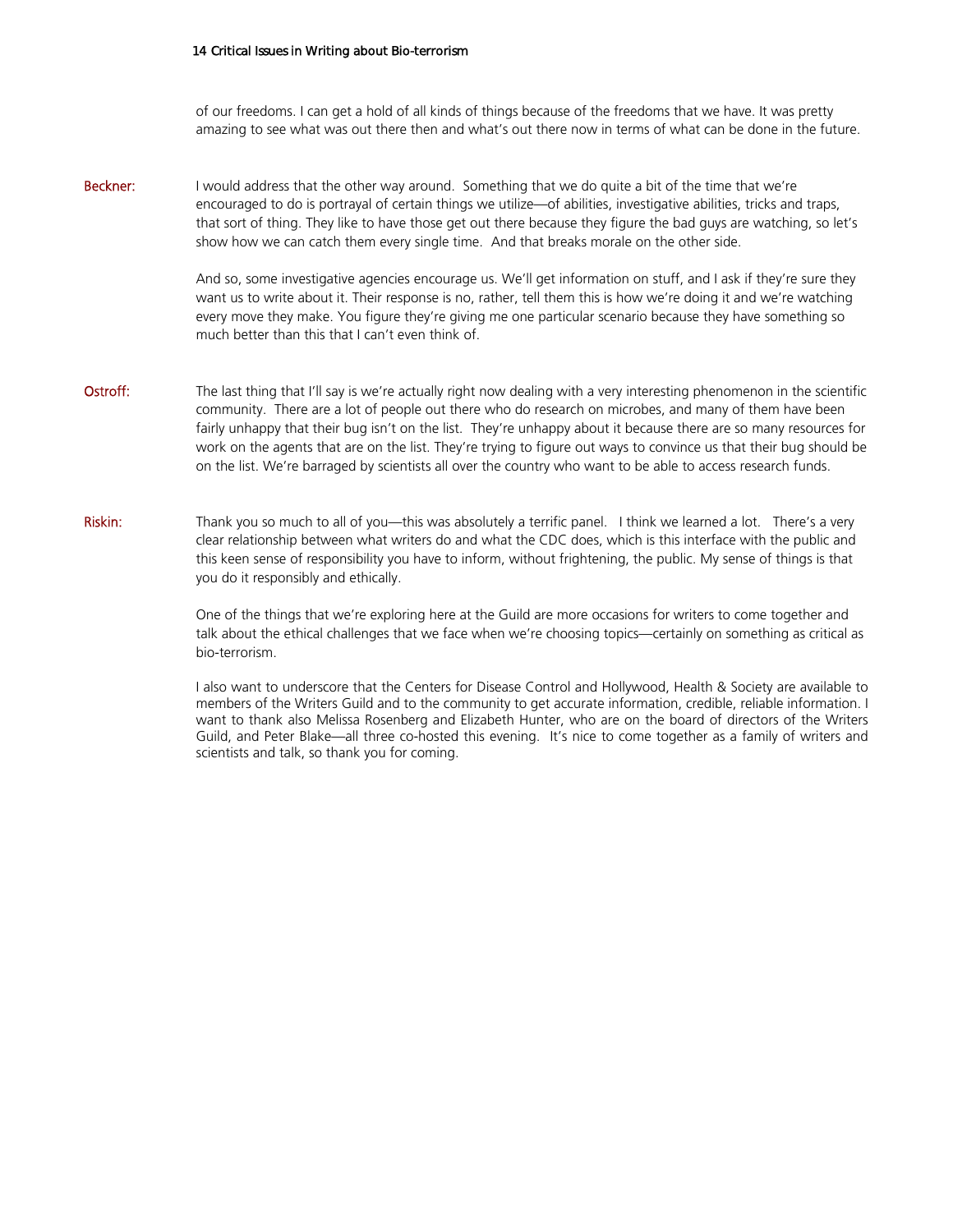of our freedoms. I can get a hold of all kinds of things because of the freedoms that we have. It was pretty amazing to see what was out there then and what's out there now in terms of what can be done in the future.

**Beckner:** I would address that the other way around. Something that we do quite a bit of the time that we're encouraged to do is portrayal of certain things we utilize—of abilities, investigative abilities, tricks and traps, that sort of thing. They like to have those get out there because they figure the bad guys are watching, so let's show how we can catch them every single time. And that breaks morale on the other side.

And so, some investigative agencies encourage us. We'll get information on stuff, and I ask if they're sure they want us to write about it. Their response is no, rather, tell them this is how we're doing it and we're watching every move they make. You figure they're giving me one particular scenario because they have something so much better than this that I can't even think of.

**Ostroff:** The last thing that I'll say is we're actually right now dealing with a very interesting phenomenon in the scientific community. There are a lot of people out there who do research on microbes, and many of them have been fairly unhappy that their bug isn't on the list. They're unhappy about it because there are so many resources for work on the agents that are on the list. They're trying to figure out ways to convince us that their bug should be on the list. We're barraged by scientists all over the country who want to be able to access research funds.

**Riskin:** Thank you so much to all of you—this was absolutely a terrific panel. I think we learned a lot. There's a very clear relationship between what writers do and what the CDC does, which is this interface with the public and this keen sense of responsibility you have to inform, without frightening, the public. My sense of things is that you do it responsibly and ethically.

One of the things that we're exploring here at the Guild are more occasions for writers to come together and talk about the ethical challenges that we face when we're choosing topics—certainly on something as critical as bio-terrorism.

I also want to underscore that the Centers for Disease Control and Hollywood, Health & Society are available to members of the Writers Guild and to the community to get accurate information, credible, reliable information. I want to thank also Melissa Rosenberg and Elizabeth Hunter, who are on the board of directors of the Writers Guild, and Peter Blake—all three co-hosted this evening. It's nice to come together as a family of writers and scientists and talk, so thank you for coming.